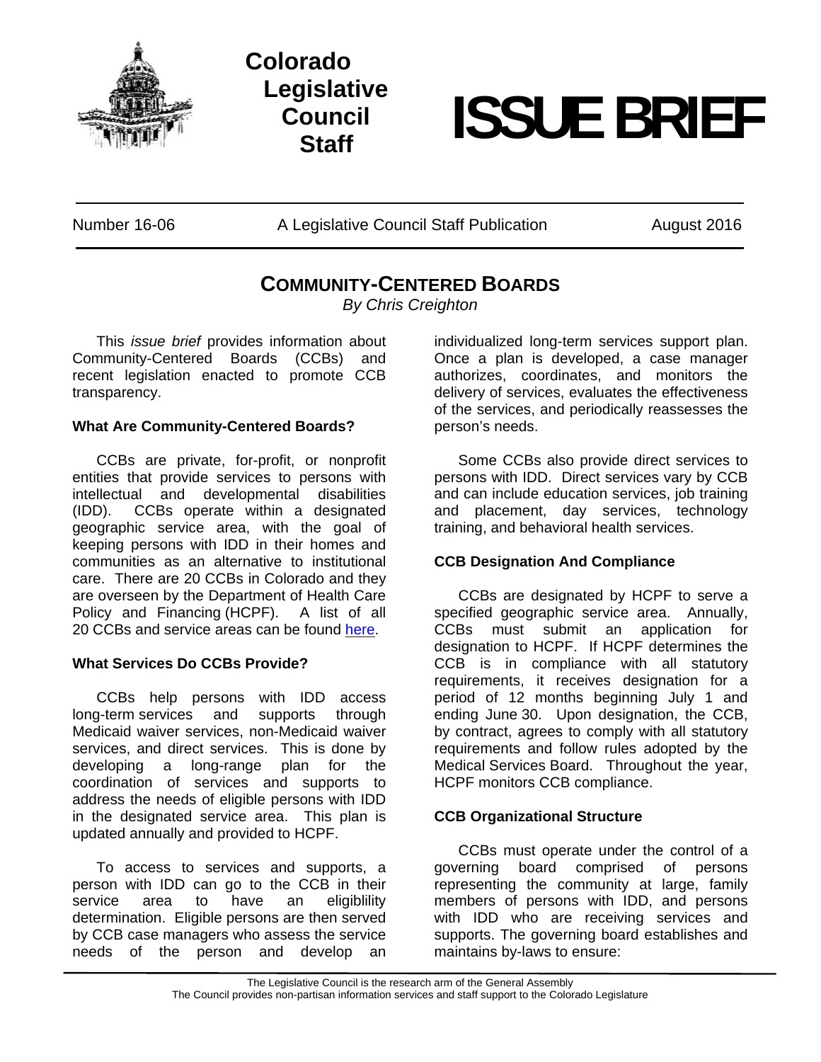Colorado Legislative Council Staff

# ISSUE BRIEF

Number 16-06 | A Legislative Council Staff Publication | August 2016

## COMMUNITY-CENTERED BOARDS

*By Chris Creighton*

This *issue brief* provides information about Community-Centered Boards (CCBs) and recent legislation enacted to promote CCB transparency.

### What Are Community-Centered Boards?

CCBs are private, for-profit, or nonprofit entities that provide services to persons with intellectual and developmental disabilities (IDD). CCBs operate within a designated geographic service area, with the goal of keeping persons with IDD in their homes and communities as an alternative to institutional care. There are 20 CCBs in Colorado and they are overseen by the Department of Health Care Policy and Financing (HCPF). A list of all 20 CCBs and service areas can be found here.

### What Services Do CCBs Provide?

CCBs help persons with IDD access long-term services and supports through Medicaid waiver services, non-Medicaid waiver services, and direct services. This is done by developing a long-range plan for the coordination of services and supports to address the needs of eligible persons with IDD in the designated service area. This plan is updated annually and provided to HCPF.

To access to services and supports, a person with IDD can go to the CCB in their service area to have an eligiblility determination. Eligible persons are then served by CCB case managers who assess the service needs of the person and develop an individualized long-term services support plan. Once a plan is developed, a case manager authorizes, coordinates, and monitors the delivery of services, evaluates the effectiveness of the services, and periodically reassesses the person's needs.

Some CCBs also provide direct services to persons with IDD. Direct services vary by CCB and can include education services, job training and placement, day services, technology training, and behavioral health services.

### CCB Designation And Compliance

CCBs are designated by HCPF to serve a specified geographic service area. Annually, CCBs must submit an application for designation to HCPF. If HCPF determines the CCB is in compliance with all statutory requirements, it receives designation for a period of 12 months beginning July 1 and ending June 30. Upon designation, the CCB, by contract, agrees to comply with all statutory requirements and follow rules adopted by the Medical Services Board. Throughout the year, HCPF monitors CCB compliance.

### CCB Organizational Structure

CCBs must operate under the control of a governing board comprised of persons representing the community at large, family members of persons with IDD, and persons with IDD who are receiving services and supports. The governing board establishes and maintains by-laws to ensure:

The Legislative Council is the research arm of the General Assembly
The Council provides non-partisan information services and staff support to the Colorado Legislature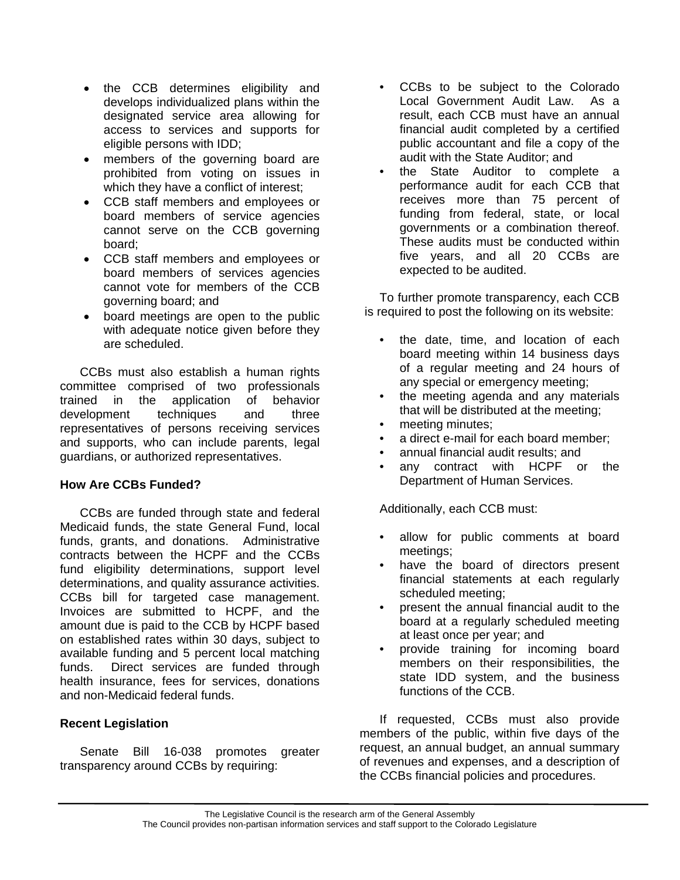- the CCB determines eligibility and develops individualized plans within the designated service area allowing for access to services and supports for eligible persons with IDD;
- members of the governing board are prohibited from voting on issues in which they have a conflict of interest;
- CCB staff members and employees or board members of service agencies cannot serve on the CCB governing board;
- CCB staff members and employees or board members of services agencies cannot vote for members of the CCB governing board; and
- board meetings are open to the public with adequate notice given before they are scheduled.

CCBs must also establish a human rights committee comprised of two professionals trained in the application of behavior development techniques and three representatives of persons receiving services and supports, who can include parents, legal guardians, or authorized representatives.

**How Are CCBs Funded?**

CCBs are funded through state and federal Medicaid funds, the state General Fund, local funds, grants, and donations. Administrative contracts between the HCPF and the CCBs fund eligibility determinations, support level determinations, and quality assurance activities. CCBs bill for targeted case management. Invoices are submitted to HCPF, and the amount due is paid to the CCB by HCPF based on established rates within 30 days, subject to available funding and 5 percent local matching funds. Direct services are funded through health insurance, fees for services, donations and non-Medicaid federal funds.

**Recent Legislation**

Senate Bill 16-038 promotes greater transparency around CCBs by requiring:

- CCBs to be subject to the Colorado Local Government Audit Law. As a result, each CCB must have an annual financial audit completed by a certified public accountant and file a copy of the audit with the State Auditor; and
- the State Auditor to complete a performance audit for each CCB that receives more than 75 percent of funding from federal, state, or local governments or a combination thereof. These audits must be conducted within five years, and all 20 CCBs are expected to be audited.

To further promote transparency, each CCB is required to post the following on its website:

- the date, time, and location of each board meeting within 14 business days of a regular meeting and 24 hours of any special or emergency meeting;
- the meeting agenda and any materials that will be distributed at the meeting;
- meeting minutes;
- a direct e-mail for each board member;
- annual financial audit results; and
- any contract with HCPF or the Department of Human Services.

Additionally, each CCB must:

- allow for public comments at board meetings;
- have the board of directors present financial statements at each regularly scheduled meeting;
- present the annual financial audit to the board at a regularly scheduled meeting at least once per year; and
- provide training for incoming board members on their responsibilities, the state IDD system, and the business functions of the CCB.

If requested, CCBs must also provide members of the public, within five days of the request, an annual budget, an annual summary of revenues and expenses, and a description of the CCBs financial policies and procedures.